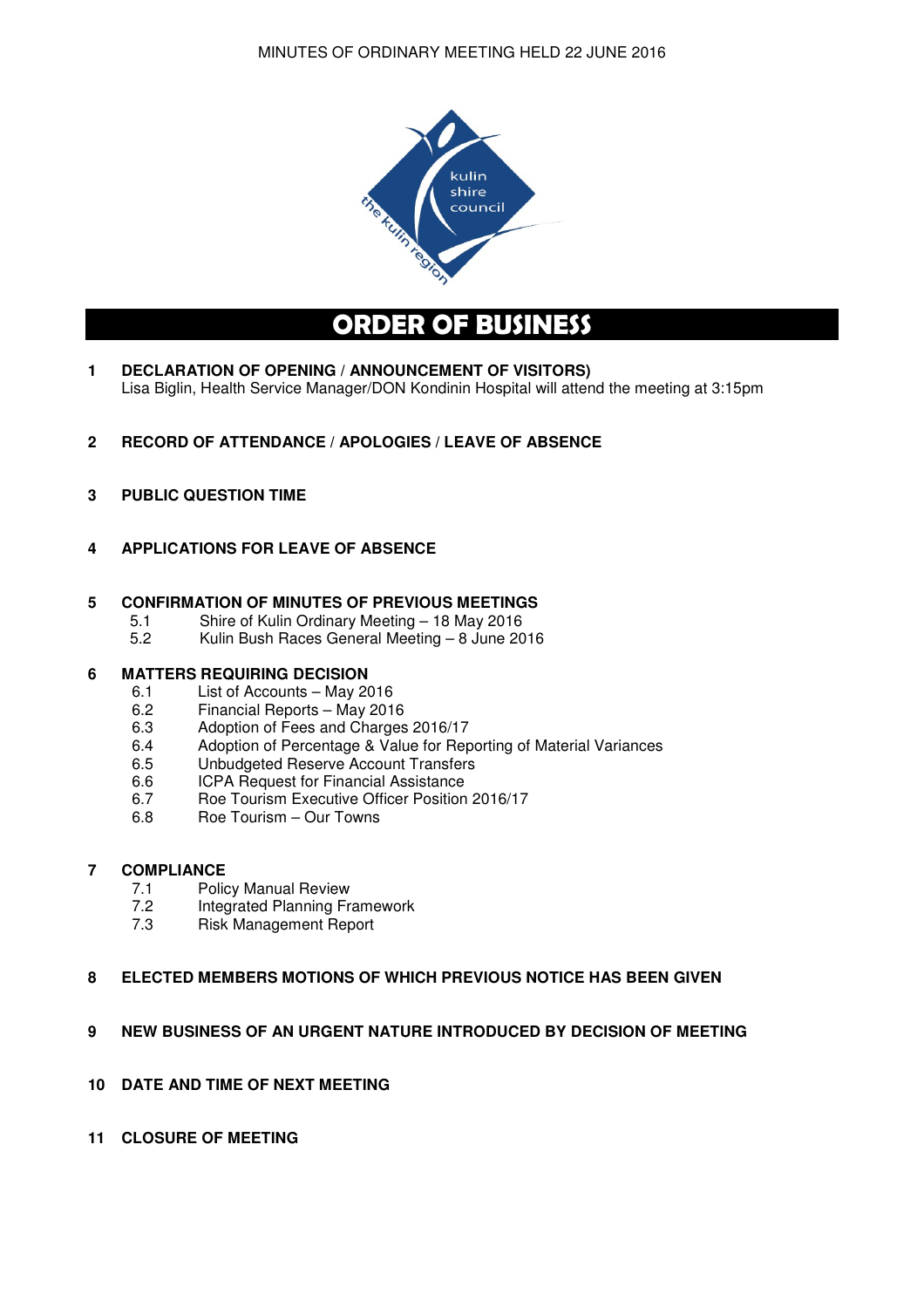# ORDER OF BUSINESS

**1 DECLARATION OF OPENING / ANNOUNCEMENT OF VISITORS)**
Lisa Biglin, Health Service Manager/DON Kondinin Hospital will attend the meeting at 3:15pm

**2 RECORD OF ATTENDANCE / APOLOGIES / LEAVE OF ABSENCE**

**3 PUBLIC QUESTION TIME**

**4 APPLICATIONS FOR LEAVE OF ABSENCE**

**5 CONFIRMATION OF MINUTES OF PREVIOUS MEETINGS**

- 5.1 Shire of Kulin Ordinary Meeting – 18 May 2016
- 5.2 Kulin Bush Races General Meeting – 8 June 2016

**6 MATTERS REQUIRING DECISION**

- 6.1 List of Accounts – May 2016
- 6.2 Financial Reports – May 2016
- 6.3 Adoption of Fees and Charges 2016/17
- 6.4 Adoption of Percentage & Value for Reporting of Material Variances
- 6.5 Unbudgeted Reserve Account Transfers
- 6.6 ICPA Request for Financial Assistance
- 6.7 Roe Tourism Executive Officer Position 2016/17
- 6.8 Roe Tourism – Our Towns

**7 COMPLIANCE**

- 7.1 Policy Manual Review
- 7.2 Integrated Planning Framework
- 7.3 Risk Management Report

**8 ELECTED MEMBERS MOTIONS OF WHICH PREVIOUS NOTICE HAS BEEN GIVEN**

**9 NEW BUSINESS OF AN URGENT NATURE INTRODUCED BY DECISION OF MEETING**

**10 DATE AND TIME OF NEXT MEETING**

**11 CLOSURE OF MEETING**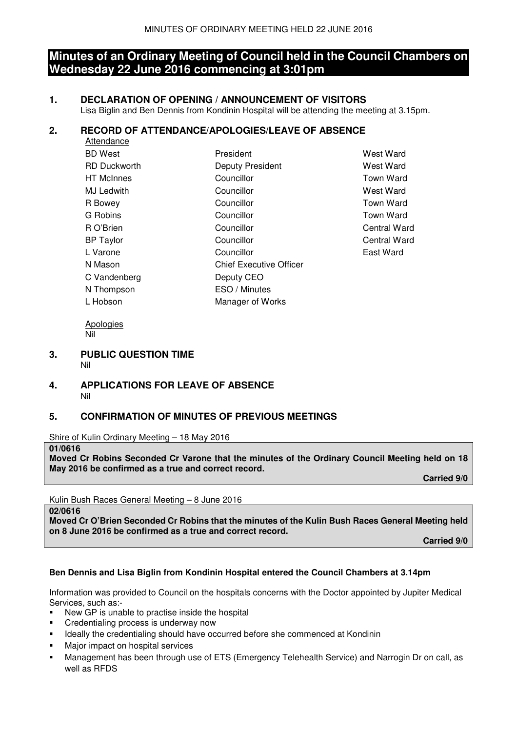# Minutes of an Ordinary Meeting of Council held in the Council Chambers on Wednesday 22 June 2016 commencing at 3:01pm

## 1. DECLARATION OF OPENING / ANNOUNCEMENT OF VISITORS

Lisa Biglin and Ben Dennis from Kondinin Hospital will be attending the meeting at 3.15pm.

## 2. RECORD OF ATTENDANCE/APOLOGIES/LEAVE OF ABSENCE

Attendance

| | | |
|---|---|---|
| BD West | President | West Ward |
| RD Duckworth | Deputy President | West Ward |
| HT McInnes | Councillor | Town Ward |
| MJ Ledwith | Councillor | West Ward |
| R Bowey | Councillor | Town Ward |
| G Robins | Councillor | Town Ward |
| R O'Brien | Councillor | Central Ward |
| BP Taylor | Councillor | Central Ward |
| L Varone | Councillor | East Ward |
| N Mason | Chief Executive Officer | |
| C Vandenberg | Deputy CEO | |
| N Thompson | ESO / Minutes | |
| L Hobson | Manager of Works | |

Apologies

Nil

## 3. PUBLIC QUESTION TIME

Nil

## 4. APPLICATIONS FOR LEAVE OF ABSENCE

Nil

## 5. CONFIRMATION OF MINUTES OF PREVIOUS MEETINGS

Shire of Kulin Ordinary Meeting – 18 May 2016

**01/0616**

**Moved Cr Robins Seconded Cr Varone that the minutes of the Ordinary Council Meeting held on 18 May 2016 be confirmed as a true and correct record.**

**Carried 9/0**

Kulin Bush Races General Meeting – 8 June 2016

**02/0616**

**Moved Cr O'Brien Seconded Cr Robins that the minutes of the Kulin Bush Races General Meeting held on 8 June 2016 be confirmed as a true and correct record.**

**Carried 9/0**

**Ben Dennis and Lisa Biglin from Kondinin Hospital entered the Council Chambers at 3.14pm**

Information was provided to Council on the hospitals concerns with the Doctor appointed by Jupiter Medical Services, such as:-

- New GP is unable to practise inside the hospital
- Credentialing process is underway now
- Ideally the credentialing should have occurred before she commenced at Kondinin
- Major impact on hospital services
- Management has been through use of ETS (Emergency Telehealth Service) and Narrogin Dr on call, as well as RFDS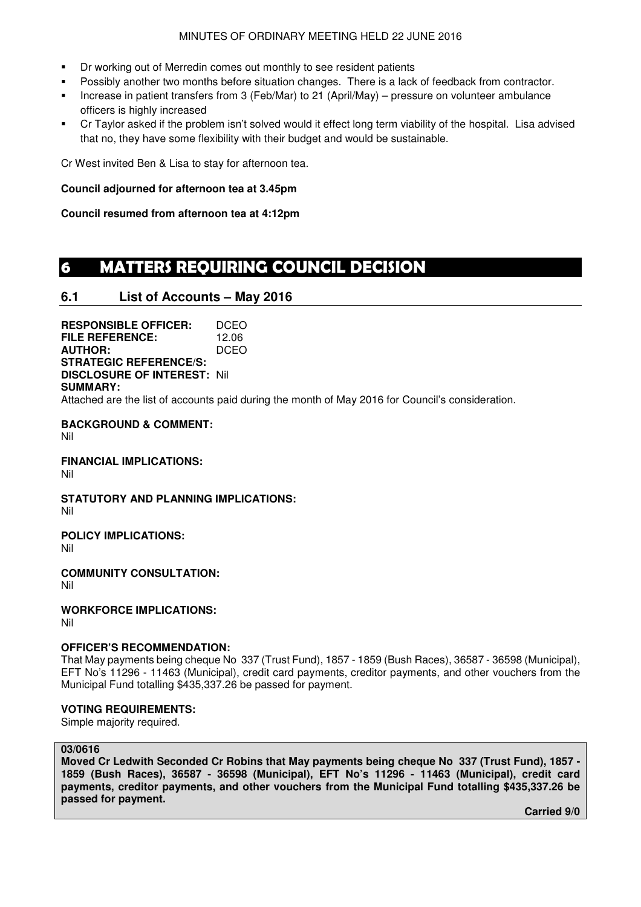- Dr working out of Merredin comes out monthly to see resident patients
- Possibly another two months before situation changes. There is a lack of feedback from contractor.
- Increase in patient transfers from 3 (Feb/Mar) to 21 (April/May) – pressure on volunteer ambulance officers is highly increased
- Cr Taylor asked if the problem isn't solved would it effect long term viability of the hospital. Lisa advised that no, they have some flexibility with their budget and would be sustainable.

Cr West invited Ben & Lisa to stay for afternoon tea.

**Council adjourned for afternoon tea at 3.45pm**

**Council resumed from afternoon tea at 4:12pm**

# 6 MATTERS REQUIRING COUNCIL DECISION

## 6.1 List of Accounts – May 2016

**RESPONSIBLE OFFICER:** DCEO
**FILE REFERENCE:** 12.06
**AUTHOR:** DCEO
**STRATEGIC REFERENCE/S:**
**DISCLOSURE OF INTEREST:** Nil
**SUMMARY:**
Attached are the list of accounts paid during the month of May 2016 for Council's consideration.

**BACKGROUND & COMMENT:**
Nil

**FINANCIAL IMPLICATIONS:**
Nil

**STATUTORY AND PLANNING IMPLICATIONS:**
Nil

**POLICY IMPLICATIONS:**
Nil

**COMMUNITY CONSULTATION:**
Nil

**WORKFORCE IMPLICATIONS:**
Nil

**OFFICER'S RECOMMENDATION:**
That May payments being cheque No 337 (Trust Fund), 1857 - 1859 (Bush Races), 36587 - 36598 (Municipal), EFT No's 11296 - 11463 (Municipal), credit card payments, creditor payments, and other vouchers from the Municipal Fund totalling $435,337.26 be passed for payment.

**VOTING REQUIREMENTS:**
Simple majority required.

**03/0616**
**Moved Cr Ledwith Seconded Cr Robins that May payments being cheque No 337 (Trust Fund), 1857 - 1859 (Bush Races), 36587 - 36598 (Municipal), EFT No's 11296 - 11463 (Municipal), credit card payments, creditor payments, and other vouchers from the Municipal Fund totalling $435,337.26 be passed for payment.**

**Carried 9/0**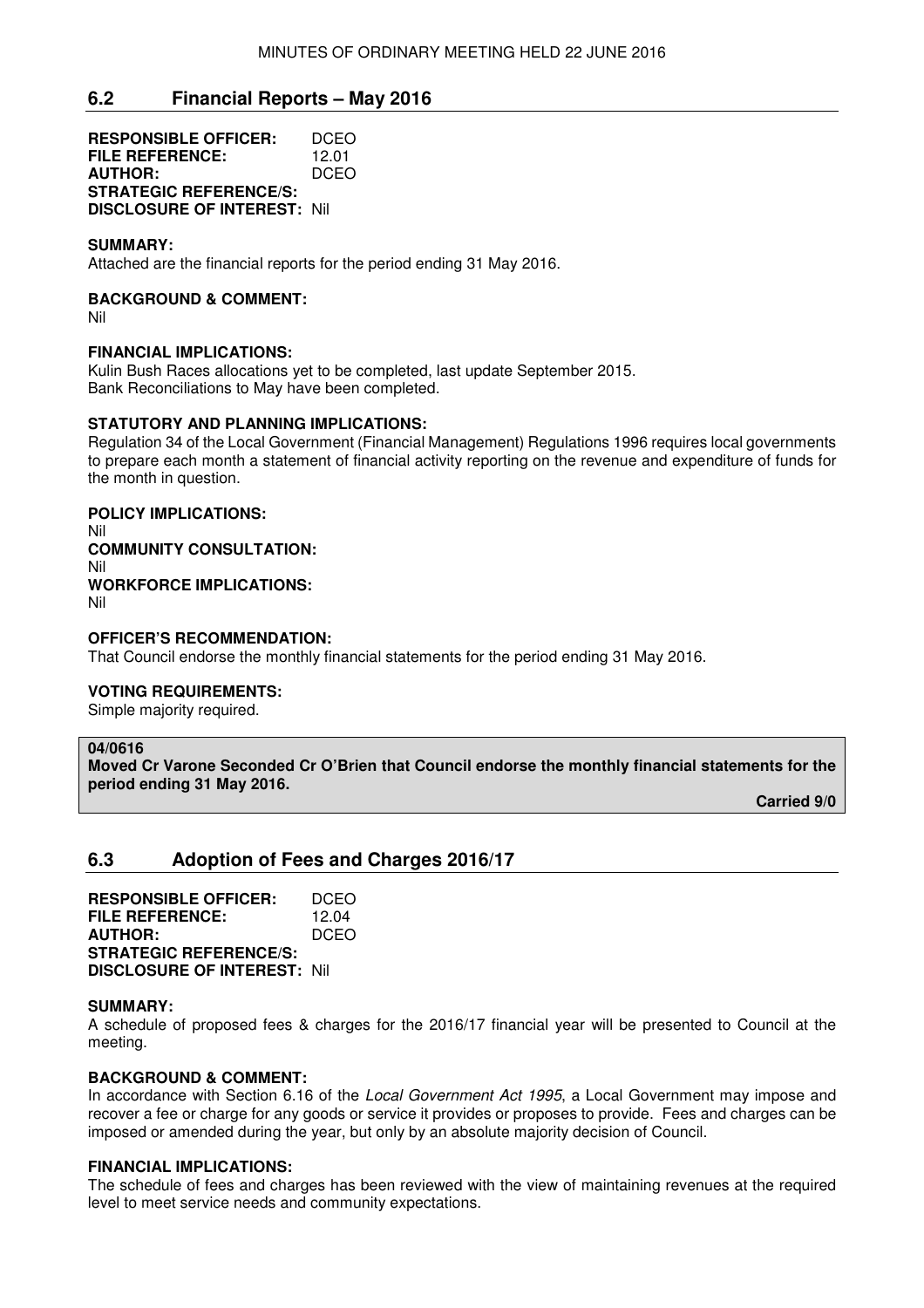## 6.2 Financial Reports – May 2016

**RESPONSIBLE OFFICER:** DCEO
**FILE REFERENCE:** 12.01
**AUTHOR:** DCEO
**STRATEGIC REFERENCE/S:**
**DISCLOSURE OF INTEREST:** Nil

**SUMMARY:**
Attached are the financial reports for the period ending 31 May 2016.

**BACKGROUND & COMMENT:**
Nil

**FINANCIAL IMPLICATIONS:**
Kulin Bush Races allocations yet to be completed, last update September 2015.
Bank Reconciliations to May have been completed.

**STATUTORY AND PLANNING IMPLICATIONS:**
Regulation 34 of the Local Government (Financial Management) Regulations 1996 requires local governments to prepare each month a statement of financial activity reporting on the revenue and expenditure of funds for the month in question.

**POLICY IMPLICATIONS:**
Nil
**COMMUNITY CONSULTATION:**
Nil
**WORKFORCE IMPLICATIONS:**
Nil

**OFFICER'S RECOMMENDATION:**
That Council endorse the monthly financial statements for the period ending 31 May 2016.

**VOTING REQUIREMENTS:**
Simple majority required.

**04/0616**
**Moved Cr Varone Seconded Cr O'Brien that Council endorse the monthly financial statements for the period ending 31 May 2016.**

**Carried 9/0**

## 6.3 Adoption of Fees and Charges 2016/17

**RESPONSIBLE OFFICER:** DCEO
**FILE REFERENCE:** 12.04
**AUTHOR:** DCEO
**STRATEGIC REFERENCE/S:**
**DISCLOSURE OF INTEREST:** Nil

**SUMMARY:**
A schedule of proposed fees & charges for the 2016/17 financial year will be presented to Council at the meeting.

**BACKGROUND & COMMENT:**
In accordance with Section 6.16 of the *Local Government Act 1995*, a Local Government may impose and recover a fee or charge for any goods or service it provides or proposes to provide. Fees and charges can be imposed or amended during the year, but only by an absolute majority decision of Council.

**FINANCIAL IMPLICATIONS:**
The schedule of fees and charges has been reviewed with the view of maintaining revenues at the required level to meet service needs and community expectations.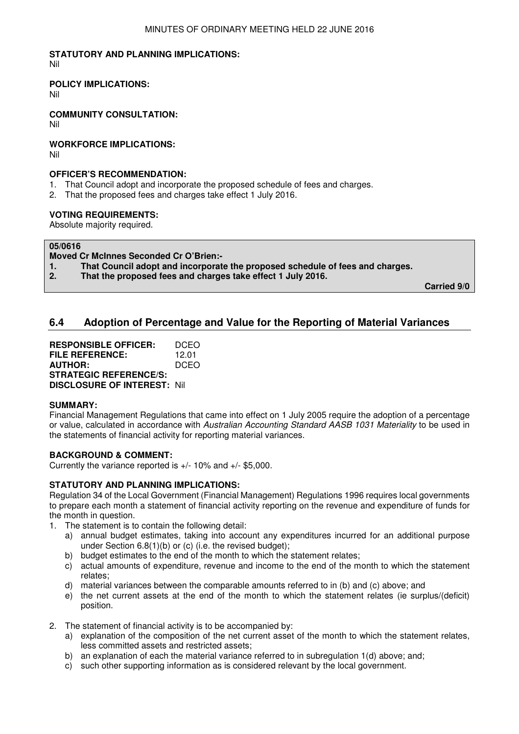**STATUTORY AND PLANNING IMPLICATIONS:**
Nil

**POLICY IMPLICATIONS:**
Nil

**COMMUNITY CONSULTATION:**
Nil

**WORKFORCE IMPLICATIONS:**
Nil

**OFFICER'S RECOMMENDATION:**
1. That Council adopt and incorporate the proposed schedule of fees and charges.
2. That the proposed fees and charges take effect 1 July 2016.

**VOTING REQUIREMENTS:**
Absolute majority required.

**05/0616**
**Moved Cr McInnes Seconded Cr O'Brien:-**
**1. That Council adopt and incorporate the proposed schedule of fees and charges.**
**2. That the proposed fees and charges take effect 1 July 2016.**

**Carried 9/0**

## 6.4 Adoption of Percentage and Value for the Reporting of Material Variances

**RESPONSIBLE OFFICER:** DCEO
**FILE REFERENCE:** 12.01
**AUTHOR:** DCEO
**STRATEGIC REFERENCE/S:**
**DISCLOSURE OF INTEREST:** Nil

**SUMMARY:**
Financial Management Regulations that came into effect on 1 July 2005 require the adoption of a percentage or value, calculated in accordance with *Australian Accounting Standard AASB 1031 Materiality* to be used in the statements of financial activity for reporting material variances.

**BACKGROUND & COMMENT:**
Currently the variance reported is +/- 10% and +/- $5,000.

**STATUTORY AND PLANNING IMPLICATIONS:**
Regulation 34 of the Local Government (Financial Management) Regulations 1996 requires local governments to prepare each month a statement of financial activity reporting on the revenue and expenditure of funds for the month in question.

1. The statement is to contain the following detail:
   a) annual budget estimates, taking into account any expenditures incurred for an additional purpose under Section 6.8(1)(b) or (c) (i.e. the revised budget);
   b) budget estimates to the end of the month to which the statement relates;
   c) actual amounts of expenditure, revenue and income to the end of the month to which the statement relates;
   d) material variances between the comparable amounts referred to in (b) and (c) above; and
   e) the net current assets at the end of the month to which the statement relates (ie surplus/(deficit) position.

2. The statement of financial activity is to be accompanied by:
   a) explanation of the composition of the net current asset of the month to which the statement relates, less committed assets and restricted assets;
   b) an explanation of each the material variance referred to in subregulation 1(d) above; and;
   c) such other supporting information as is considered relevant by the local government.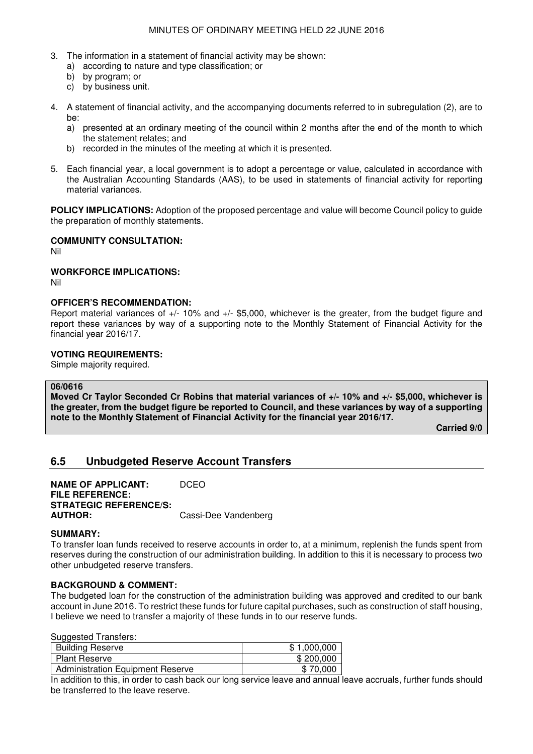3. The information in a statement of financial activity may be shown:
   a) according to nature and type classification; or
   b) by program; or
   c) by business unit.

4. A statement of financial activity, and the accompanying documents referred to in subregulation (2), are to be:
   a) presented at an ordinary meeting of the council within 2 months after the end of the month to which the statement relates; and
   b) recorded in the minutes of the meeting at which it is presented.

5. Each financial year, a local government is to adopt a percentage or value, calculated in accordance with the Australian Accounting Standards (AAS), to be used in statements of financial activity for reporting material variances.

**POLICY IMPLICATIONS:** Adoption of the proposed percentage and value will become Council policy to guide the preparation of monthly statements.

**COMMUNITY CONSULTATION:**
Nil

**WORKFORCE IMPLICATIONS:**
Nil

**OFFICER'S RECOMMENDATION:**
Report material variances of +/- 10% and +/- $5,000, whichever is the greater, from the budget figure and report these variances by way of a supporting note to the Monthly Statement of Financial Activity for the financial year 2016/17.

**VOTING REQUIREMENTS:**
Simple majority required.

**06/0616**
**Moved Cr Taylor Seconded Cr Robins that material variances of +/- 10% and +/- $5,000, whichever is the greater, from the budget figure be reported to Council, and these variances by way of a supporting note to the Monthly Statement of Financial Activity for the financial year 2016/17.**

**Carried 9/0**

## 6.5 Unbudgeted Reserve Account Transfers

**NAME OF APPLICANT:** DCEO
**FILE REFERENCE:**
**STRATEGIC REFERENCE/S:**
**AUTHOR:** Cassi-Dee Vandenberg

**SUMMARY:**
To transfer loan funds received to reserve accounts in order to, at a minimum, replenish the funds spent from reserves during the construction of our administration building. In addition to this it is necessary to process two other unbudgeted reserve transfers.

**BACKGROUND & COMMENT:**
The budgeted loan for the construction of the administration building was approved and credited to our bank account in June 2016. To restrict these funds for future capital purchases, such as construction of staff housing, I believe we need to transfer a majority of these funds in to our reserve funds.

Suggested Transfers:

| | |
|---|---|
| Building Reserve | $ 1,000,000 |
| Plant Reserve | $ 200,000 |
| Administration Equipment Reserve | $ 70,000 |

In addition to this, in order to cash back our long service leave and annual leave accruals, further funds should be transferred to the leave reserve.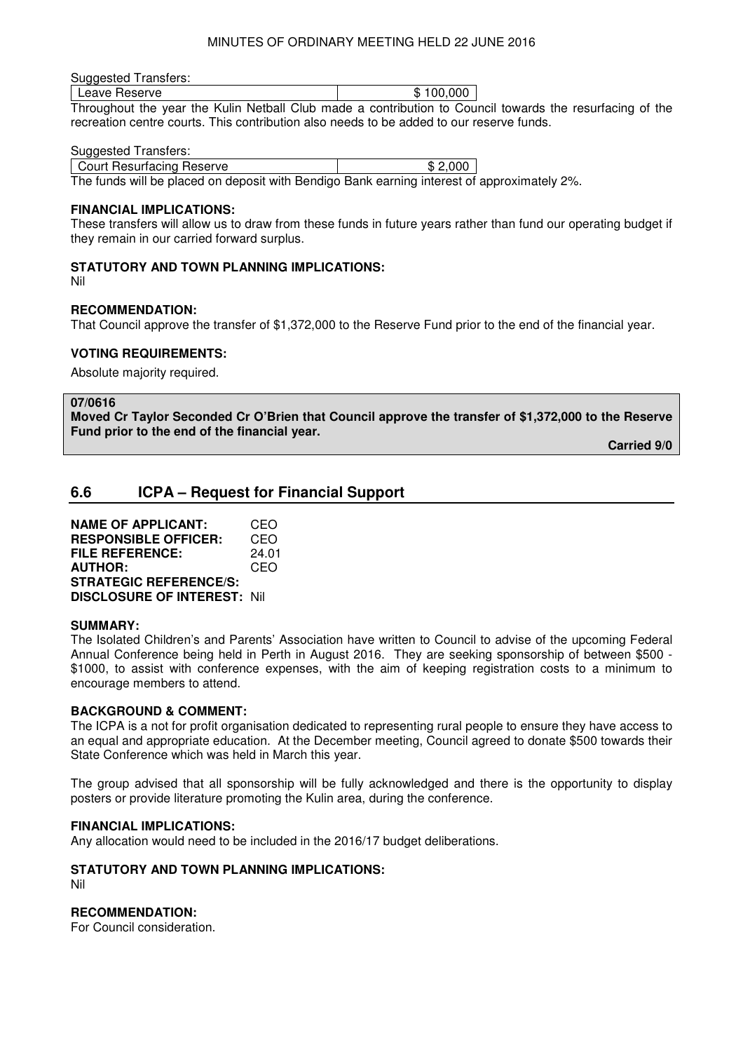Suggested Transfers:

| Leave Reserve | \$ 100,000 |
|---|---|

Throughout the year the Kulin Netball Club made a contribution to Council towards the resurfacing of the recreation centre courts. This contribution also needs to be added to our reserve funds.

Suggested Transfers:

| Court Resurfacing Reserve | \$ 2,000 |
|---|---|

The funds will be placed on deposit with Bendigo Bank earning interest of approximately 2%.

**FINANCIAL IMPLICATIONS:**
These transfers will allow us to draw from these funds in future years rather than fund our operating budget if they remain in our carried forward surplus.

**STATUTORY AND TOWN PLANNING IMPLICATIONS:**
Nil

**RECOMMENDATION:**
That Council approve the transfer of \$1,372,000 to the Reserve Fund prior to the end of the financial year.

**VOTING REQUIREMENTS:**

Absolute majority required.

**07/0616**
**Moved Cr Taylor Seconded Cr O'Brien that Council approve the transfer of \$1,372,000 to the Reserve Fund prior to the end of the financial year.**

**Carried 9/0**

## 6.6 ICPA – Request for Financial Support

**NAME OF APPLICANT:** CEO
**RESPONSIBLE OFFICER:** CEO
**FILE REFERENCE:** 24.01
**AUTHOR:** CEO
**STRATEGIC REFERENCE/S:**
**DISCLOSURE OF INTEREST:** Nil

**SUMMARY:**
The Isolated Children's and Parents' Association have written to Council to advise of the upcoming Federal Annual Conference being held in Perth in August 2016. They are seeking sponsorship of between \$500 - \$1000, to assist with conference expenses, with the aim of keeping registration costs to a minimum to encourage members to attend.

**BACKGROUND & COMMENT:**
The ICPA is a not for profit organisation dedicated to representing rural people to ensure they have access to an equal and appropriate education. At the December meeting, Council agreed to donate \$500 towards their State Conference which was held in March this year.

The group advised that all sponsorship will be fully acknowledged and there is the opportunity to display posters or provide literature promoting the Kulin area, during the conference.

**FINANCIAL IMPLICATIONS:**
Any allocation would need to be included in the 2016/17 budget deliberations.

**STATUTORY AND TOWN PLANNING IMPLICATIONS:**
Nil

**RECOMMENDATION:**
For Council consideration.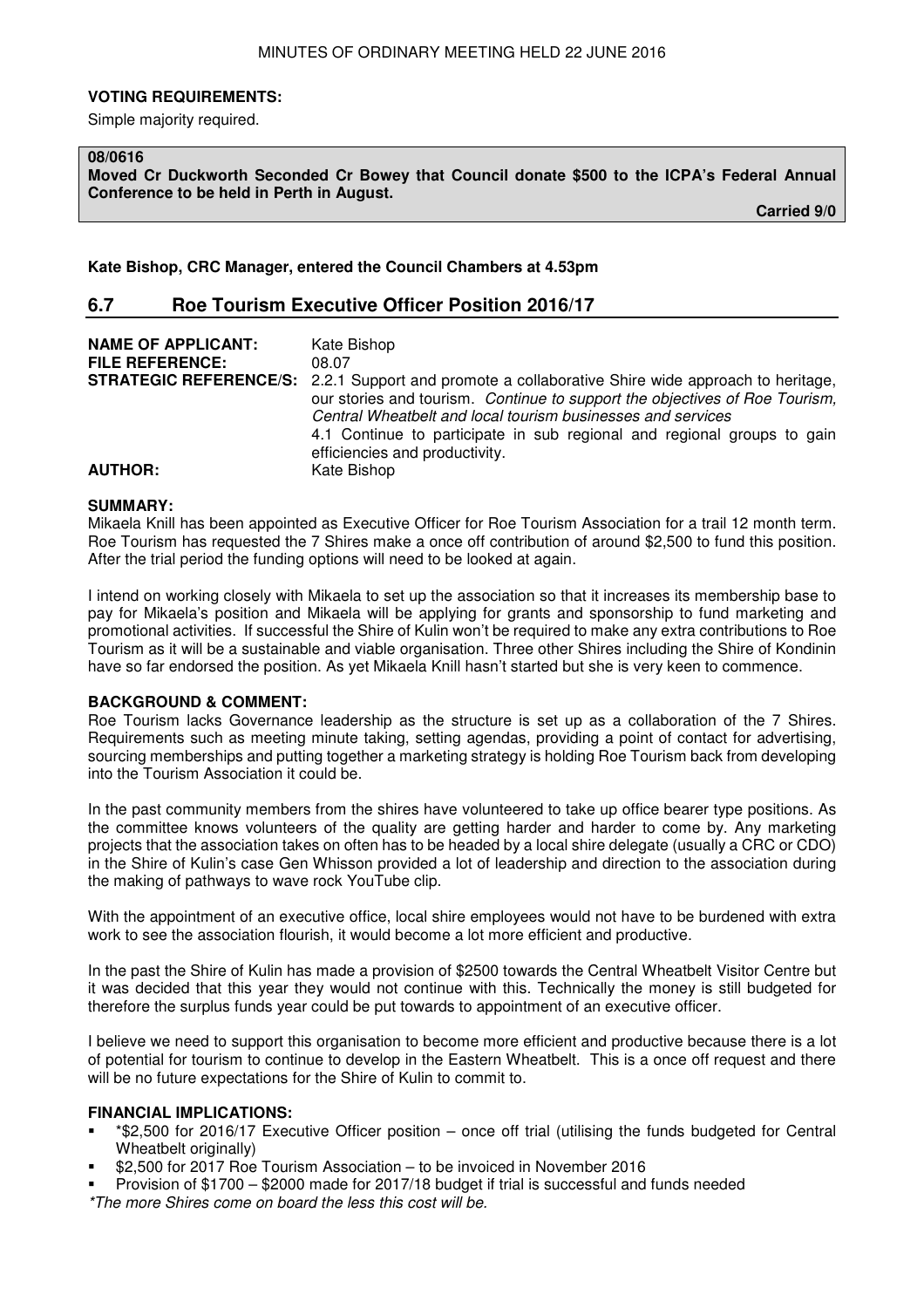**VOTING REQUIREMENTS:**

Simple majority required.

**08/0616**

**Moved Cr Duckworth Seconded Cr Bowey that Council donate $500 to the ICPA's Federal Annual Conference to be held in Perth in August.**

**Carried 9/0**

**Kate Bishop, CRC Manager, entered the Council Chambers at 4.53pm**

## 6.7 Roe Tourism Executive Officer Position 2016/17

**NAME OF APPLICANT:** Kate Bishop

**FILE REFERENCE:** 08.07

**STRATEGIC REFERENCE/S:** 2.2.1 Support and promote a collaborative Shire wide approach to heritage, our stories and tourism. *Continue to support the objectives of Roe Tourism, Central Wheatbelt and local tourism businesses and services*
4.1 Continue to participate in sub regional and regional groups to gain efficiencies and productivity.

**AUTHOR:** Kate Bishop

**SUMMARY:**

Mikaela Knill has been appointed as Executive Officer for Roe Tourism Association for a trail 12 month term. Roe Tourism has requested the 7 Shires make a once off contribution of around $2,500 to fund this position. After the trial period the funding options will need to be looked at again.

I intend on working closely with Mikaela to set up the association so that it increases its membership base to pay for Mikaela's position and Mikaela will be applying for grants and sponsorship to fund marketing and promotional activities. If successful the Shire of Kulin won't be required to make any extra contributions to Roe Tourism as it will be a sustainable and viable organisation. Three other Shires including the Shire of Kondinin have so far endorsed the position. As yet Mikaela Knill hasn't started but she is very keen to commence.

**BACKGROUND & COMMENT:**

Roe Tourism lacks Governance leadership as the structure is set up as a collaboration of the 7 Shires. Requirements such as meeting minute taking, setting agendas, providing a point of contact for advertising, sourcing memberships and putting together a marketing strategy is holding Roe Tourism back from developing into the Tourism Association it could be.

In the past community members from the shires have volunteered to take up office bearer type positions. As the committee knows volunteers of the quality are getting harder and harder to come by. Any marketing projects that the association takes on often has to be headed by a local shire delegate (usually a CRC or CDO) in the Shire of Kulin's case Gen Whisson provided a lot of leadership and direction to the association during the making of pathways to wave rock YouTube clip.

With the appointment of an executive office, local shire employees would not have to be burdened with extra work to see the association flourish, it would become a lot more efficient and productive.

In the past the Shire of Kulin has made a provision of $2500 towards the Central Wheatbelt Visitor Centre but it was decided that this year they would not continue with this. Technically the money is still budgeted for therefore the surplus funds year could be put towards to appointment of an executive officer.

I believe we need to support this organisation to become more efficient and productive because there is a lot of potential for tourism to continue to develop in the Eastern Wheatbelt. This is a once off request and there will be no future expectations for the Shire of Kulin to commit to.

**FINANCIAL IMPLICATIONS:**

- *$2,500 for 2016/17 Executive Officer position – once off trial (utilising the funds budgeted for Central Wheatbelt originally)
- $2,500 for 2017 Roe Tourism Association – to be invoiced in November 2016
- Provision of $1700 – $2000 made for 2017/18 budget if trial is successful and funds needed

*\*The more Shires come on board the less this cost will be.*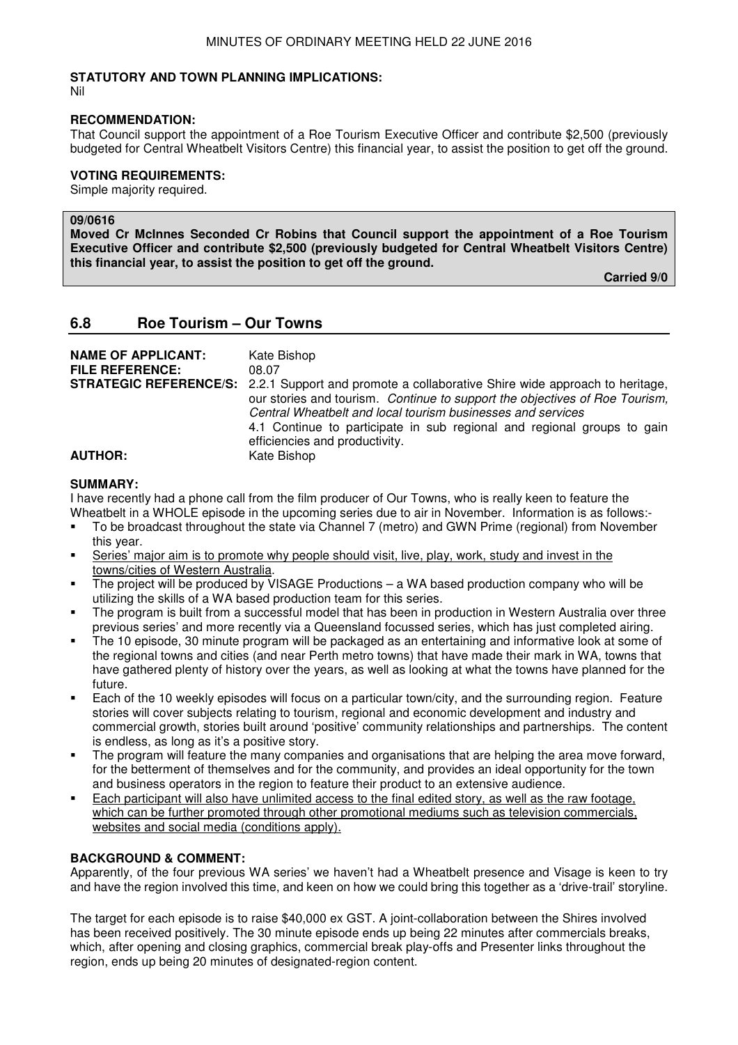**STATUTORY AND TOWN PLANNING IMPLICATIONS:**
Nil

**RECOMMENDATION:**
That Council support the appointment of a Roe Tourism Executive Officer and contribute $2,500 (previously budgeted for Central Wheatbelt Visitors Centre) this financial year, to assist the position to get off the ground.

**VOTING REQUIREMENTS:**
Simple majority required.

**09/0616**
**Moved Cr McInnes Seconded Cr Robins that Council support the appointment of a Roe Tourism Executive Officer and contribute $2,500 (previously budgeted for Central Wheatbelt Visitors Centre) this financial year, to assist the position to get off the ground.**

**Carried 9/0**

## 6.8 Roe Tourism – Our Towns

**NAME OF APPLICANT:** Kate Bishop
**FILE REFERENCE:** 08.07
**STRATEGIC REFERENCE/S:** 2.2.1 Support and promote a collaborative Shire wide approach to heritage, our stories and tourism. *Continue to support the objectives of Roe Tourism, Central Wheatbelt and local tourism businesses and services*
4.1 Continue to participate in sub regional and regional groups to gain efficiencies and productivity.
**AUTHOR:** Kate Bishop

**SUMMARY:**
I have recently had a phone call from the film producer of Our Towns, who is really keen to feature the Wheatbelt in a WHOLE episode in the upcoming series due to air in November. Information is as follows:-

- To be broadcast throughout the state via Channel 7 (metro) and GWN Prime (regional) from November this year.
- Series' major aim is to promote why people should visit, live, play, work, study and invest in the towns/cities of Western Australia.
- The project will be produced by VISAGE Productions – a WA based production company who will be utilizing the skills of a WA based production team for this series.
- The program is built from a successful model that has been in production in Western Australia over three previous series' and more recently via a Queensland focussed series, which has just completed airing.
- The 10 episode, 30 minute program will be packaged as an entertaining and informative look at some of the regional towns and cities (and near Perth metro towns) that have made their mark in WA, towns that have gathered plenty of history over the years, as well as looking at what the towns have planned for the future.
- Each of the 10 weekly episodes will focus on a particular town/city, and the surrounding region. Feature stories will cover subjects relating to tourism, regional and economic development and industry and commercial growth, stories built around 'positive' community relationships and partnerships. The content is endless, as long as it's a positive story.
- The program will feature the many companies and organisations that are helping the area move forward, for the betterment of themselves and for the community, and provides an ideal opportunity for the town and business operators in the region to feature their product to an extensive audience.
- Each participant will also have unlimited access to the final edited story, as well as the raw footage, which can be further promoted through other promotional mediums such as television commercials, websites and social media (conditions apply).

**BACKGROUND & COMMENT:**
Apparently, of the four previous WA series' we haven't had a Wheatbelt presence and Visage is keen to try and have the region involved this time, and keen on how we could bring this together as a 'drive-trail' storyline.

The target for each episode is to raise $40,000 ex GST. A joint-collaboration between the Shires involved has been received positively. The 30 minute episode ends up being 22 minutes after commercials breaks, which, after opening and closing graphics, commercial break play-offs and Presenter links throughout the region, ends up being 20 minutes of designated-region content.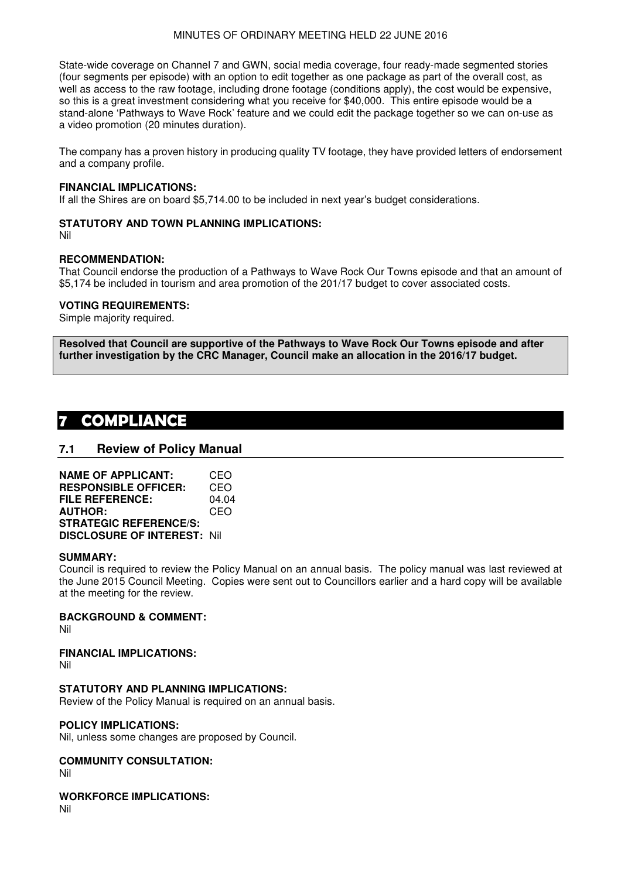State-wide coverage on Channel 7 and GWN, social media coverage, four ready-made segmented stories (four segments per episode) with an option to edit together as one package as part of the overall cost, as well as access to the raw footage, including drone footage (conditions apply), the cost would be expensive, so this is a great investment considering what you receive for $40,000. This entire episode would be a stand-alone 'Pathways to Wave Rock' feature and we could edit the package together so we can on-use as a video promotion (20 minutes duration).

The company has a proven history in producing quality TV footage, they have provided letters of endorsement and a company profile.

**FINANCIAL IMPLICATIONS:**
If all the Shires are on board $5,714.00 to be included in next year's budget considerations.

**STATUTORY AND TOWN PLANNING IMPLICATIONS:**
Nil

**RECOMMENDATION:**
That Council endorse the production of a Pathways to Wave Rock Our Towns episode and that an amount of $5,174 be included in tourism and area promotion of the 201/17 budget to cover associated costs.

**VOTING REQUIREMENTS:**
Simple majority required.

**Resolved that Council are supportive of the Pathways to Wave Rock Our Towns episode and after further investigation by the CRC Manager, Council make an allocation in the 2016/17 budget.**

# 7 COMPLIANCE

## 7.1 Review of Policy Manual

**NAME OF APPLICANT:** CEO
**RESPONSIBLE OFFICER:** CEO
**FILE REFERENCE:** 04.04
**AUTHOR:** CEO
**STRATEGIC REFERENCE/S:**
**DISCLOSURE OF INTEREST:** Nil

**SUMMARY:**
Council is required to review the Policy Manual on an annual basis. The policy manual was last reviewed at the June 2015 Council Meeting. Copies were sent out to Councillors earlier and a hard copy will be available at the meeting for the review.

**BACKGROUND & COMMENT:**
Nil

**FINANCIAL IMPLICATIONS:**
Nil

**STATUTORY AND PLANNING IMPLICATIONS:**
Review of the Policy Manual is required on an annual basis.

**POLICY IMPLICATIONS:**
Nil, unless some changes are proposed by Council.

**COMMUNITY CONSULTATION:**
Nil

**WORKFORCE IMPLICATIONS:**
Nil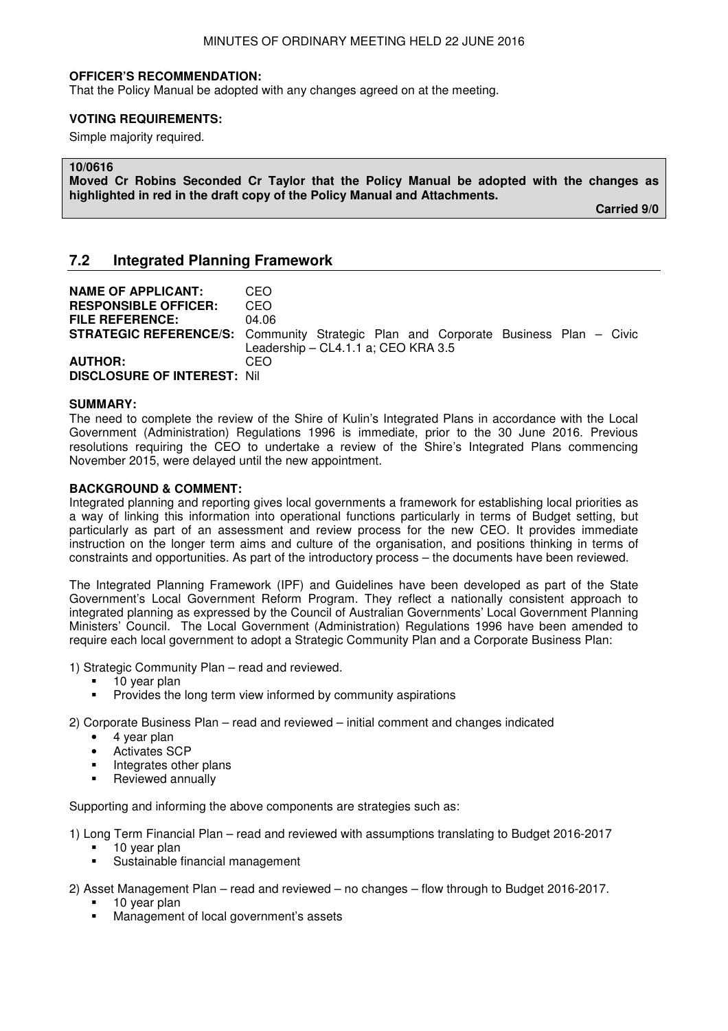**OFFICER'S RECOMMENDATION:**
That the Policy Manual be adopted with any changes agreed on at the meeting.

**VOTING REQUIREMENTS:**

Simple majority required.

**10/0616**
**Moved Cr Robins Seconded Cr Taylor that the Policy Manual be adopted with the changes as highlighted in red in the draft copy of the Policy Manual and Attachments.**

**Carried 9/0**

## 7.2 Integrated Planning Framework

**NAME OF APPLICANT:** CEO
**RESPONSIBLE OFFICER:** CEO
**FILE REFERENCE:** 04.06
**STRATEGIC REFERENCE/S:** Community Strategic Plan and Corporate Business Plan – Civic Leadership – CL4.1.1 a; CEO KRA 3.5
**AUTHOR:** CEO
**DISCLOSURE OF INTEREST:** Nil

**SUMMARY:**
The need to complete the review of the Shire of Kulin's Integrated Plans in accordance with the Local Government (Administration) Regulations 1996 is immediate, prior to the 30 June 2016. Previous resolutions requiring the CEO to undertake a review of the Shire's Integrated Plans commencing November 2015, were delayed until the new appointment.

**BACKGROUND & COMMENT:**
Integrated planning and reporting gives local governments a framework for establishing local priorities as a way of linking this information into operational functions particularly in terms of Budget setting, but particularly as part of an assessment and review process for the new CEO. It provides immediate instruction on the longer term aims and culture of the organisation, and positions thinking in terms of constraints and opportunities. As part of the introductory process – the documents have been reviewed.

The Integrated Planning Framework (IPF) and Guidelines have been developed as part of the State Government's Local Government Reform Program. They reflect a nationally consistent approach to integrated planning as expressed by the Council of Australian Governments' Local Government Planning Ministers' Council. The Local Government (Administration) Regulations 1996 have been amended to require each local government to adopt a Strategic Community Plan and a Corporate Business Plan:

1) Strategic Community Plan – read and reviewed.
- 10 year plan
- Provides the long term view informed by community aspirations

2) Corporate Business Plan – read and reviewed – initial comment and changes indicated
- 4 year plan
- Activates SCP
- Integrates other plans
- Reviewed annually

Supporting and informing the above components are strategies such as:

1) Long Term Financial Plan – read and reviewed with assumptions translating to Budget 2016-2017
- 10 year plan
- Sustainable financial management

2) Asset Management Plan – read and reviewed – no changes – flow through to Budget 2016-2017.
- 10 year plan
- Management of local government's assets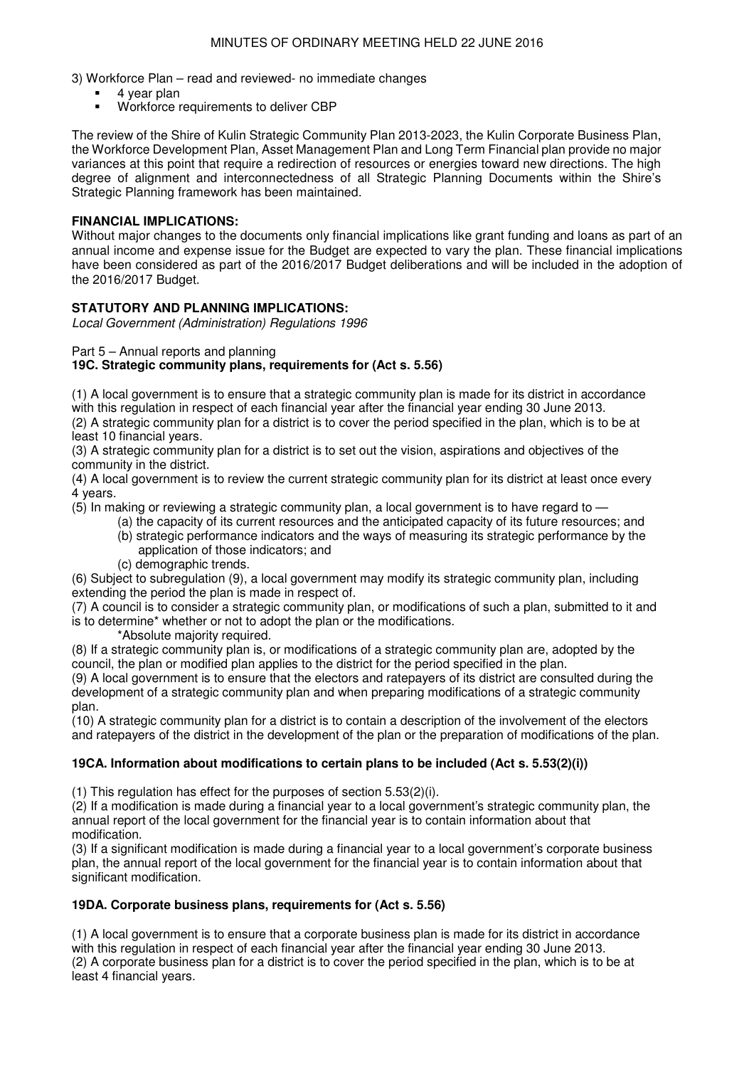3) Workforce Plan – read and reviewed- no immediate changes

- 4 year plan
- Workforce requirements to deliver CBP

The review of the Shire of Kulin Strategic Community Plan 2013-2023, the Kulin Corporate Business Plan, the Workforce Development Plan, Asset Management Plan and Long Term Financial plan provide no major variances at this point that require a redirection of resources or energies toward new directions. The high degree of alignment and interconnectedness of all Strategic Planning Documents within the Shire's Strategic Planning framework has been maintained.

**FINANCIAL IMPLICATIONS:**

Without major changes to the documents only financial implications like grant funding and loans as part of an annual income and expense issue for the Budget are expected to vary the plan. These financial implications have been considered as part of the 2016/2017 Budget deliberations and will be included in the adoption of the 2016/2017 Budget.

**STATUTORY AND PLANNING IMPLICATIONS:**

*Local Government (Administration) Regulations 1996*

Part 5 – Annual reports and planning

**19C. Strategic community plans, requirements for (Act s. 5.56)**

(1) A local government is to ensure that a strategic community plan is made for its district in accordance with this regulation in respect of each financial year after the financial year ending 30 June 2013.

(2) A strategic community plan for a district is to cover the period specified in the plan, which is to be at least 10 financial years.

(3) A strategic community plan for a district is to set out the vision, aspirations and objectives of the community in the district.

(4) A local government is to review the current strategic community plan for its district at least once every 4 years.

(5) In making or reviewing a strategic community plan, a local government is to have regard to —

(a) the capacity of its current resources and the anticipated capacity of its future resources; and

(b) strategic performance indicators and the ways of measuring its strategic performance by the application of those indicators; and

(c) demographic trends.

(6) Subject to subregulation (9), a local government may modify its strategic community plan, including extending the period the plan is made in respect of.

(7) A council is to consider a strategic community plan, or modifications of such a plan, submitted to it and is to determine* whether or not to adopt the plan or the modifications.

*Absolute majority required.

(8) If a strategic community plan is, or modifications of a strategic community plan are, adopted by the council, the plan or modified plan applies to the district for the period specified in the plan.

(9) A local government is to ensure that the electors and ratepayers of its district are consulted during the development of a strategic community plan and when preparing modifications of a strategic community plan.

(10) A strategic community plan for a district is to contain a description of the involvement of the electors and ratepayers of the district in the development of the plan or the preparation of modifications of the plan.

**19CA. Information about modifications to certain plans to be included (Act s. 5.53(2)(i))**

(1) This regulation has effect for the purposes of section 5.53(2)(i).

(2) If a modification is made during a financial year to a local government's strategic community plan, the annual report of the local government for the financial year is to contain information about that modification.

(3) If a significant modification is made during a financial year to a local government's corporate business plan, the annual report of the local government for the financial year is to contain information about that significant modification.

**19DA. Corporate business plans, requirements for (Act s. 5.56)**

(1) A local government is to ensure that a corporate business plan is made for its district in accordance with this regulation in respect of each financial year after the financial year ending 30 June 2013.

(2) A corporate business plan for a district is to cover the period specified in the plan, which is to be at least 4 financial years.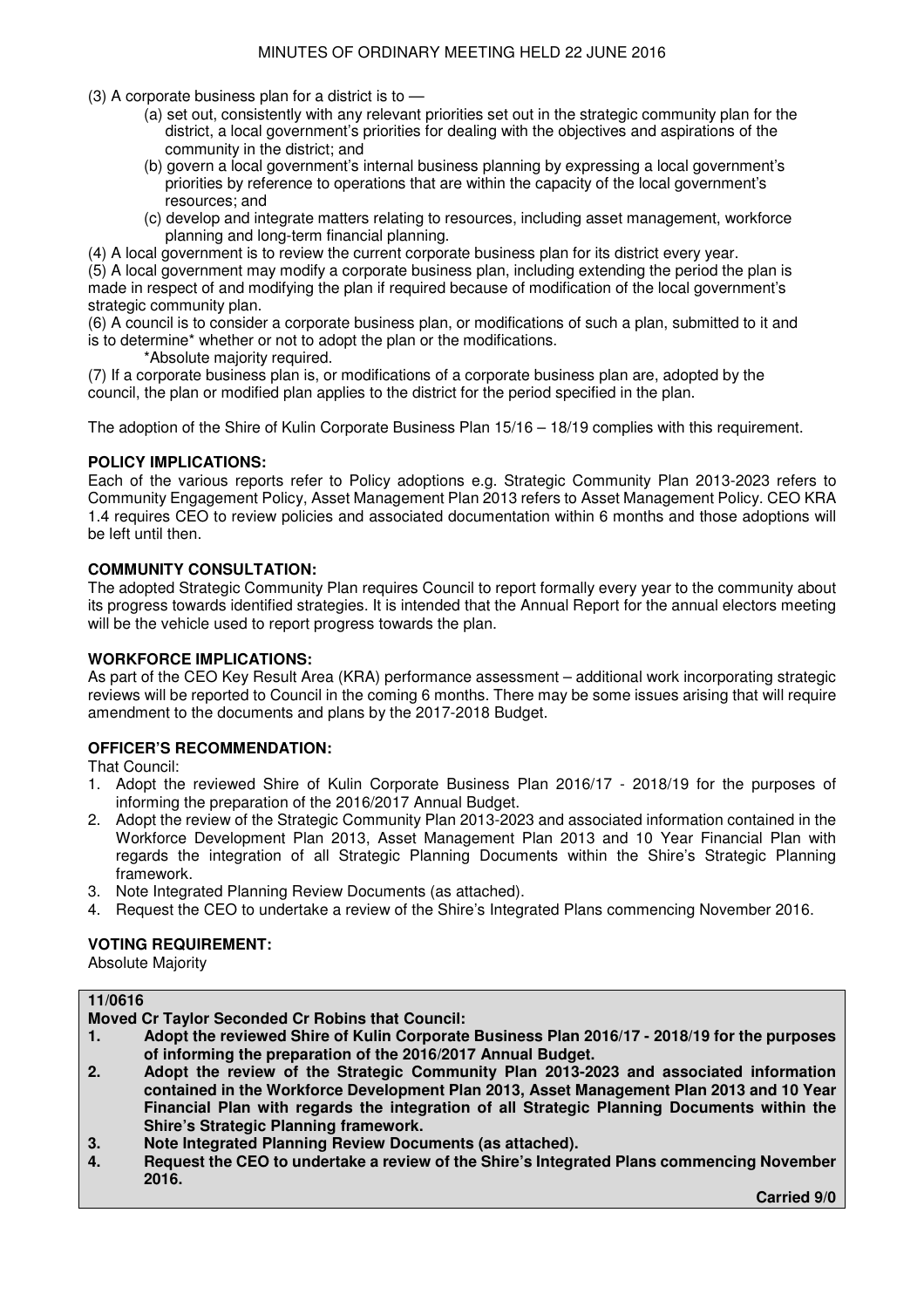(3) A corporate business plan for a district is to —

(a) set out, consistently with any relevant priorities set out in the strategic community plan for the district, a local government's priorities for dealing with the objectives and aspirations of the community in the district; and

(b) govern a local government's internal business planning by expressing a local government's priorities by reference to operations that are within the capacity of the local government's resources; and

(c) develop and integrate matters relating to resources, including asset management, workforce planning and long-term financial planning.

(4) A local government is to review the current corporate business plan for its district every year.

(5) A local government may modify a corporate business plan, including extending the period the plan is made in respect of and modifying the plan if required because of modification of the local government's strategic community plan.

(6) A council is to consider a corporate business plan, or modifications of such a plan, submitted to it and is to determine* whether or not to adopt the plan or the modifications.

*Absolute majority required.

(7) If a corporate business plan is, or modifications of a corporate business plan are, adopted by the council, the plan or modified plan applies to the district for the period specified in the plan.

The adoption of the Shire of Kulin Corporate Business Plan 15/16 – 18/19 complies with this requirement.

**POLICY IMPLICATIONS:**

Each of the various reports refer to Policy adoptions e.g. Strategic Community Plan 2013-2023 refers to Community Engagement Policy, Asset Management Plan 2013 refers to Asset Management Policy. CEO KRA 1.4 requires CEO to review policies and associated documentation within 6 months and those adoptions will be left until then.

**COMMUNITY CONSULTATION:**

The adopted Strategic Community Plan requires Council to report formally every year to the community about its progress towards identified strategies. It is intended that the Annual Report for the annual electors meeting will be the vehicle used to report progress towards the plan.

**WORKFORCE IMPLICATIONS:**

As part of the CEO Key Result Area (KRA) performance assessment – additional work incorporating strategic reviews will be reported to Council in the coming 6 months. There may be some issues arising that will require amendment to the documents and plans by the 2017-2018 Budget.

**OFFICER'S RECOMMENDATION:**

That Council:

1. Adopt the reviewed Shire of Kulin Corporate Business Plan 2016/17 - 2018/19 for the purposes of informing the preparation of the 2016/2017 Annual Budget.
2. Adopt the review of the Strategic Community Plan 2013-2023 and associated information contained in the Workforce Development Plan 2013, Asset Management Plan 2013 and 10 Year Financial Plan with regards the integration of all Strategic Planning Documents within the Shire's Strategic Planning framework.
3. Note Integrated Planning Review Documents (as attached).
4. Request the CEO to undertake a review of the Shire's Integrated Plans commencing November 2016.

**VOTING REQUIREMENT:**

Absolute Majority

**11/0616**

**Moved Cr Taylor Seconded Cr Robins that Council:**

1. **Adopt the reviewed Shire of Kulin Corporate Business Plan 2016/17 - 2018/19 for the purposes of informing the preparation of the 2016/2017 Annual Budget.**
2. **Adopt the review of the Strategic Community Plan 2013-2023 and associated information contained in the Workforce Development Plan 2013, Asset Management Plan 2013 and 10 Year Financial Plan with regards the integration of all Strategic Planning Documents within the Shire's Strategic Planning framework.**
3. **Note Integrated Planning Review Documents (as attached).**
4. **Request the CEO to undertake a review of the Shire's Integrated Plans commencing November 2016.**

**Carried 9/0**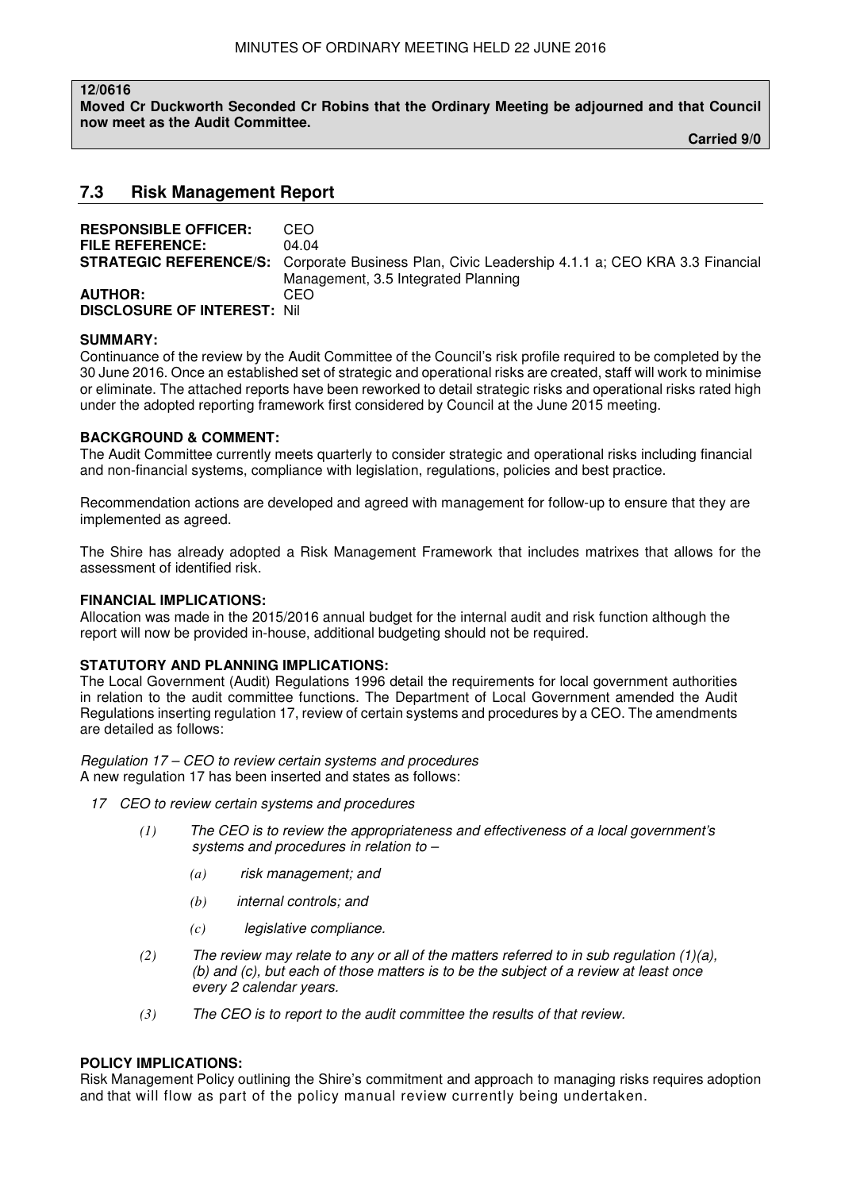**12/0616**
**Moved Cr Duckworth Seconded Cr Robins that the Ordinary Meeting be adjourned and that Council now meet as the Audit Committee.**

**Carried 9/0**

## 7.3 Risk Management Report

**RESPONSIBLE OFFICER:** CEO
**FILE REFERENCE:** 04.04
**STRATEGIC REFERENCE/S:** Corporate Business Plan, Civic Leadership 4.1.1 a; CEO KRA 3.3 Financial Management, 3.5 Integrated Planning
**AUTHOR:** CEO
**DISCLOSURE OF INTEREST:** Nil

**SUMMARY:**
Continuance of the review by the Audit Committee of the Council's risk profile required to be completed by the 30 June 2016. Once an established set of strategic and operational risks are created, staff will work to minimise or eliminate. The attached reports have been reworked to detail strategic risks and operational risks rated high under the adopted reporting framework first considered by Council at the June 2015 meeting.

**BACKGROUND & COMMENT:**
The Audit Committee currently meets quarterly to consider strategic and operational risks including financial and non-financial systems, compliance with legislation, regulations, policies and best practice.

Recommendation actions are developed and agreed with management for follow-up to ensure that they are implemented as agreed.

The Shire has already adopted a Risk Management Framework that includes matrixes that allows for the assessment of identified risk.

**FINANCIAL IMPLICATIONS:**
Allocation was made in the 2015/2016 annual budget for the internal audit and risk function although the report will now be provided in-house, additional budgeting should not be required.

**STATUTORY AND PLANNING IMPLICATIONS:**
The Local Government (Audit) Regulations 1996 detail the requirements for local government authorities in relation to the audit committee functions. The Department of Local Government amended the Audit Regulations inserting regulation 17, review of certain systems and procedures by a CEO. The amendments are detailed as follows:

*Regulation 17 – CEO to review certain systems and procedures*
A new regulation 17 has been inserted and states as follows:

*17 CEO to review certain systems and procedures*

*(1) The CEO is to review the appropriateness and effectiveness of a local government's systems and procedures in relation to –*

*(a) risk management; and*

*(b) internal controls; and*

*(c) legislative compliance.*

*(2) The review may relate to any or all of the matters referred to in sub regulation (1)(a), (b) and (c), but each of those matters is to be the subject of a review at least once every 2 calendar years.*

*(3) The CEO is to report to the audit committee the results of that review.*

**POLICY IMPLICATIONS:**
Risk Management Policy outlining the Shire's commitment and approach to managing risks requires adoption and that will flow as part of the policy manual review currently being undertaken.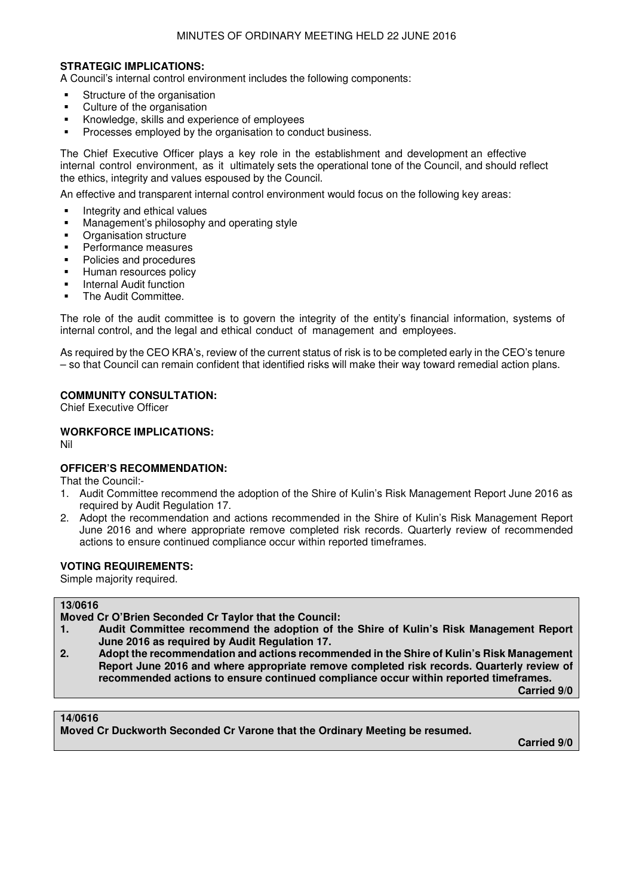**STRATEGIC IMPLICATIONS:**
A Council's internal control environment includes the following components:

- Structure of the organisation
- Culture of the organisation
- Knowledge, skills and experience of employees
- Processes employed by the organisation to conduct business.

The Chief Executive Officer plays a key role in the establishment and development an effective internal control environment, as it ultimately sets the operational tone of the Council, and should reflect the ethics, integrity and values espoused by the Council.

An effective and transparent internal control environment would focus on the following key areas:

- Integrity and ethical values
- Management's philosophy and operating style
- Organisation structure
- Performance measures
- Policies and procedures
- Human resources policy
- Internal Audit function
- The Audit Committee.

The role of the audit committee is to govern the integrity of the entity's financial information, systems of internal control, and the legal and ethical conduct of management and employees.

As required by the CEO KRA's, review of the current status of risk is to be completed early in the CEO's tenure – so that Council can remain confident that identified risks will make their way toward remedial action plans.

**COMMUNITY CONSULTATION:**
Chief Executive Officer

**WORKFORCE IMPLICATIONS:**
Nil

**OFFICER'S RECOMMENDATION:**
That the Council:-

1. Audit Committee recommend the adoption of the Shire of Kulin's Risk Management Report June 2016 as required by Audit Regulation 17.
2. Adopt the recommendation and actions recommended in the Shire of Kulin's Risk Management Report June 2016 and where appropriate remove completed risk records. Quarterly review of recommended actions to ensure continued compliance occur within reported timeframes.

**VOTING REQUIREMENTS:**
Simple majority required.

**13/0616**
**Moved Cr O'Brien Seconded Cr Taylor that the Council:**

**1. Audit Committee recommend the adoption of the Shire of Kulin's Risk Management Report June 2016 as required by Audit Regulation 17.**
**2. Adopt the recommendation and actions recommended in the Shire of Kulin's Risk Management Report June 2016 and where appropriate remove completed risk records. Quarterly review of recommended actions to ensure continued compliance occur within reported timeframes.**

**Carried 9/0**

**14/0616**
**Moved Cr Duckworth Seconded Cr Varone that the Ordinary Meeting be resumed.**

**Carried 9/0**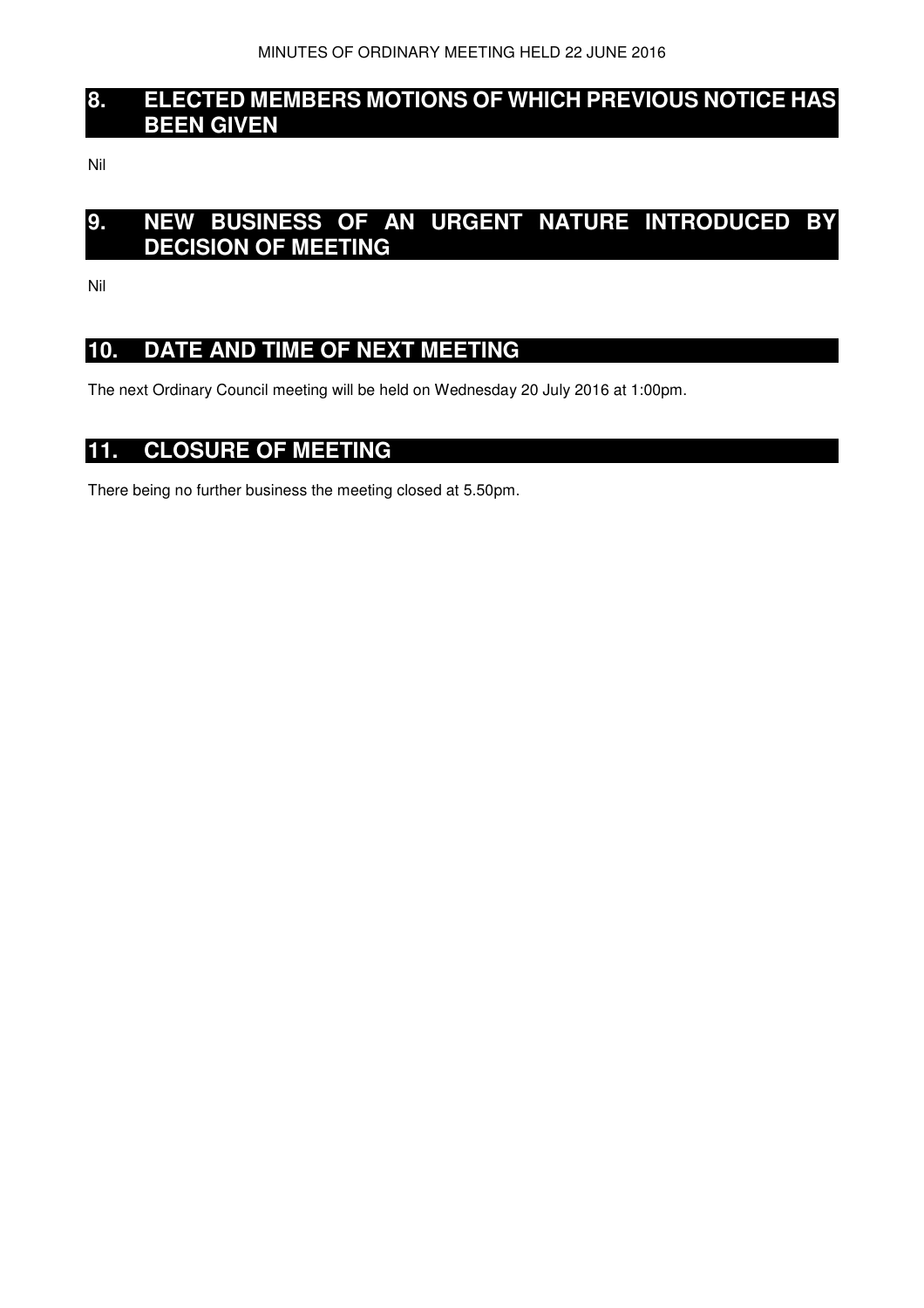## 8. ELECTED MEMBERS MOTIONS OF WHICH PREVIOUS NOTICE HAS BEEN GIVEN

Nil

## 9. NEW BUSINESS OF AN URGENT NATURE INTRODUCED BY DECISION OF MEETING

Nil

## 10. DATE AND TIME OF NEXT MEETING

The next Ordinary Council meeting will be held on Wednesday 20 July 2016 at 1:00pm.

## 11. CLOSURE OF MEETING

There being no further business the meeting closed at 5.50pm.